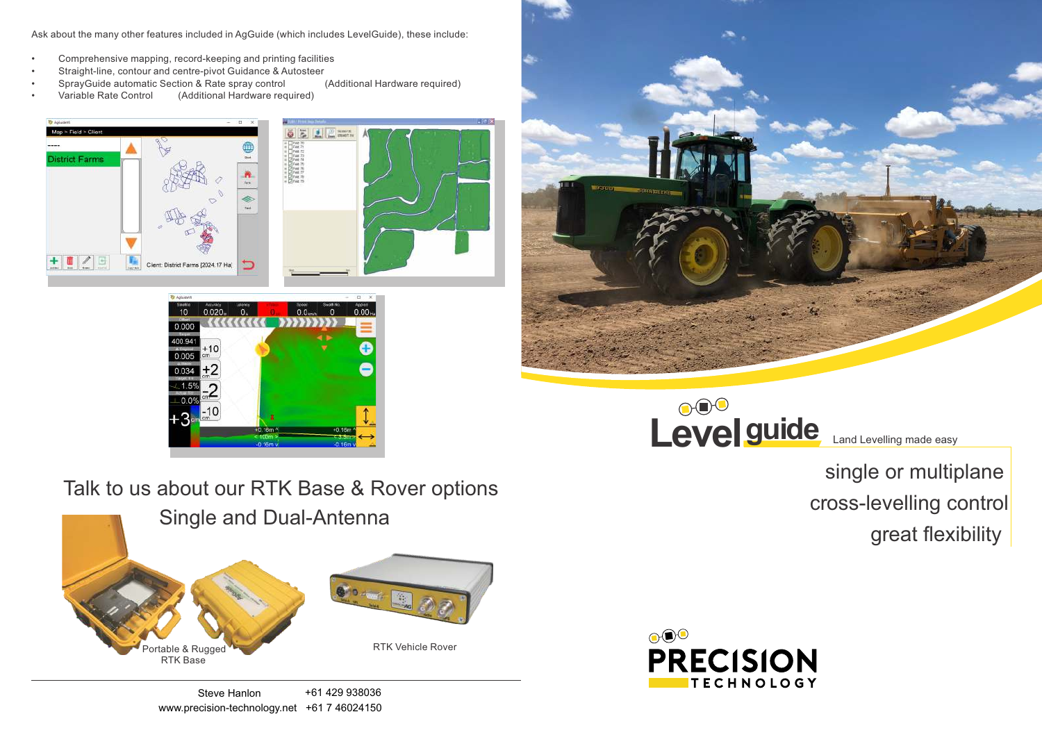Ask about the many other features included in AgGuide (which includes LevelGuide), these include:

- Comprehensive mapping, record-keeping and printing facilities
- Straight-line, contour and centre-pivot Guidance & Autosteer
- SprayGuide automatic Section & Rate spray control (Additional Hardware required)
- Variable Rate Control (Additional Hardware required)

## Talk to us about our RTK Base & Rover options

## Single and Dual-Antenna

Portable & Rugged RTK Base

RTK Vehicle Rover

Steve Hanlon +61 429 938036

www.precision-technology.net +61 7 46024150

# Level guide

Land Levelling made easy

single or multiplane

cross-levelling control

great flexibility

PRECISION TECHNOLOGY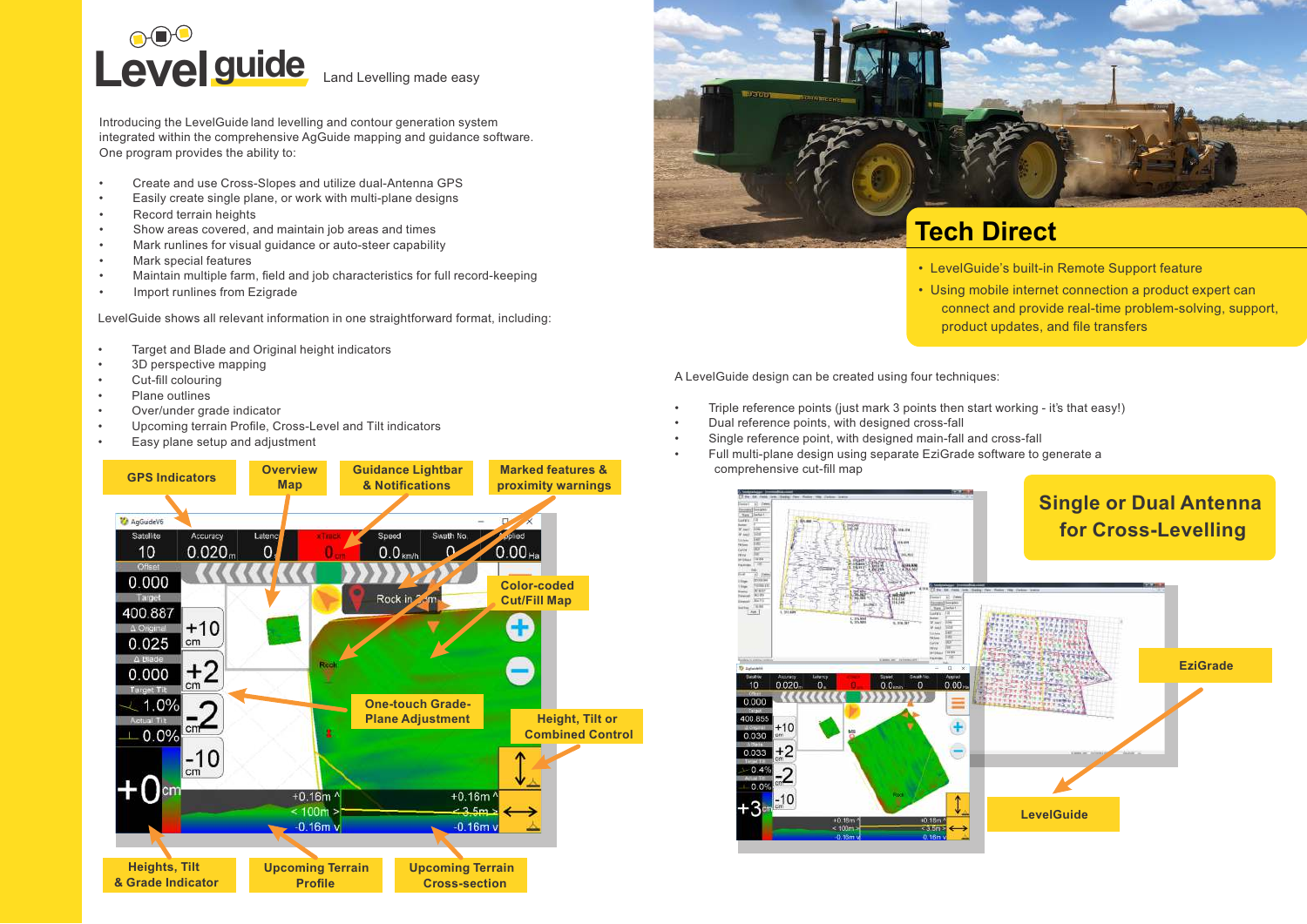# LevelGuide

Land Levelling made easy

Introducing the LevelGuide land levelling and contour generation system integrated within the comprehensive AgGuide mapping and guidance software. One program provides the ability to:

- Create and use Cross-Slopes and utilize dual-Antenna GPS
- Easily create single plane, or work with multi-plane designs
- Record terrain heights
- Show areas covered, and maintain job areas and times
- Mark runlines for visual guidance or auto-steer capability
- Mark special features
- Maintain multiple farm, field and job characteristics for full record-keeping
- Import runlines from Ezigrade

LevelGuide shows all relevant information in one straightforward format, including:

- Target and Blade and Original height indicators
- 3D perspective mapping
- Cut-fill colouring
- Plane outlines
- Over/under grade indicator
- Upcoming terrain Profile, Cross-Level and Tilt indicators
- Easy plane setup and adjustment

GPS Indicators

Overview Map

Guidance Lightbar & Notifications

Marked features & proximity warnings

Color-coded Cut/Fill Map

One-touch Grade-Plane Adjustment

Height, Tilt or Combined Control

Heights, Tilt & Grade Indicator

Upcoming Terrain Profile

Upcoming Terrain Cross-section

## Tech Direct

- LevelGuide's built-in Remote Support feature
- Using mobile internet connection a product expert can connect and provide real-time problem-solving, support, product updates, and file transfers

A LevelGuide design can be created using four techniques:

- Triple reference points (just mark 3 points then start working - it's that easy!)
- Dual reference points, with designed cross-fall
- Single reference point, with designed main-fall and cross-fall
- Full multi-plane design using separate EziGrade software to generate a comprehensive cut-fill map

## Single or Dual Antenna for Cross-Levelling

EziGrade

LevelGuide